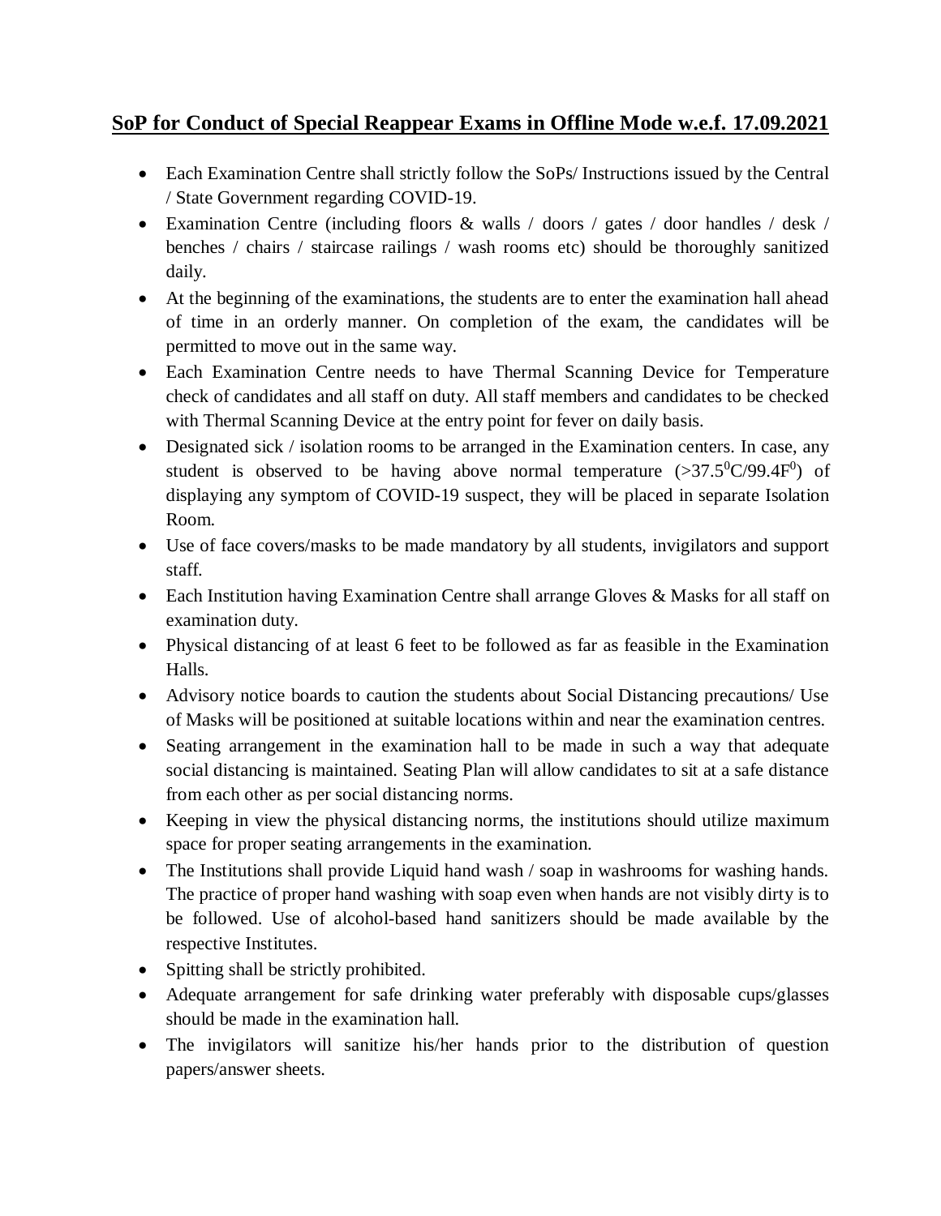# SoP for Conduct of Special Reappear Exams in Offline Mode w.e.f. 17.09.2021

- Each Examination Centre shall strictly follow the SoPs/ Instructions issued by the Central / State Government regarding COVID-19.
- Examination Centre (including floors & walls / doors / gates / door handles / desk / benches / chairs / staircase railings / wash rooms etc) should be thoroughly sanitized daily.
- At the beginning of the examinations, the students are to enter the examination hall ahead of time in an orderly manner. On completion of the exam, the candidates will be permitted to move out in the same way.
- Each Examination Centre needs to have Thermal Scanning Device for Temperature check of candidates and all staff on duty. All staff members and candidates to be checked with Thermal Scanning Device at the entry point for fever on daily basis.
- Designated sick / isolation rooms to be arranged in the Examination centers. In case, any student is observed to be having above normal temperature ($>37.5^0C/99.4F^0$) of displaying any symptom of COVID-19 suspect, they will be placed in separate Isolation Room.
- Use of face covers/masks to be made mandatory by all students, invigilators and support staff.
- Each Institution having Examination Centre shall arrange Gloves & Masks for all staff on examination duty.
- Physical distancing of at least 6 feet to be followed as far as feasible in the Examination Halls.
- Advisory notice boards to caution the students about Social Distancing precautions/ Use of Masks will be positioned at suitable locations within and near the examination centres.
- Seating arrangement in the examination hall to be made in such a way that adequate social distancing is maintained. Seating Plan will allow candidates to sit at a safe distance from each other as per social distancing norms.
- Keeping in view the physical distancing norms, the institutions should utilize maximum space for proper seating arrangements in the examination.
- The Institutions shall provide Liquid hand wash / soap in washrooms for washing hands. The practice of proper hand washing with soap even when hands are not visibly dirty is to be followed. Use of alcohol-based hand sanitizers should be made available by the respective Institutes.
- Spitting shall be strictly prohibited.
- Adequate arrangement for safe drinking water preferably with disposable cups/glasses should be made in the examination hall.
- The invigilators will sanitize his/her hands prior to the distribution of question papers/answer sheets.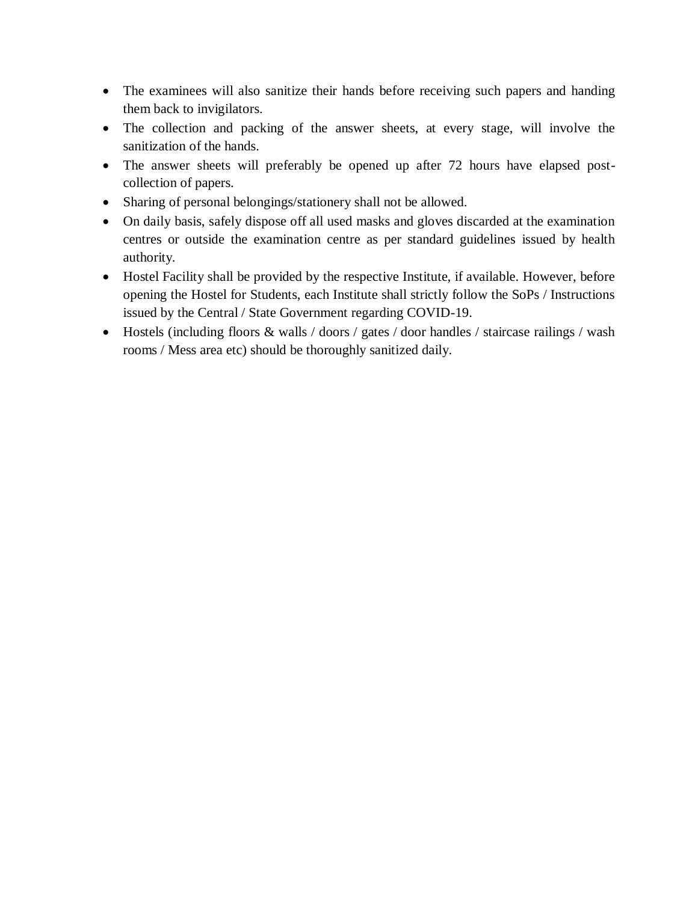- The examinees will also sanitize their hands before receiving such papers and handing them back to invigilators.
- The collection and packing of the answer sheets, at every stage, will involve the sanitization of the hands.
- The answer sheets will preferably be opened up after 72 hours have elapsed post-collection of papers.
- Sharing of personal belongings/stationery shall not be allowed.
- On daily basis, safely dispose off all used masks and gloves discarded at the examination centres or outside the examination centre as per standard guidelines issued by health authority.
- Hostel Facility shall be provided by the respective Institute, if available. However, before opening the Hostel for Students, each Institute shall strictly follow the SoPs / Instructions issued by the Central / State Government regarding COVID-19.
- Hostels (including floors & walls / doors / gates / door handles / staircase railings / wash rooms / Mess area etc) should be thoroughly sanitized daily.